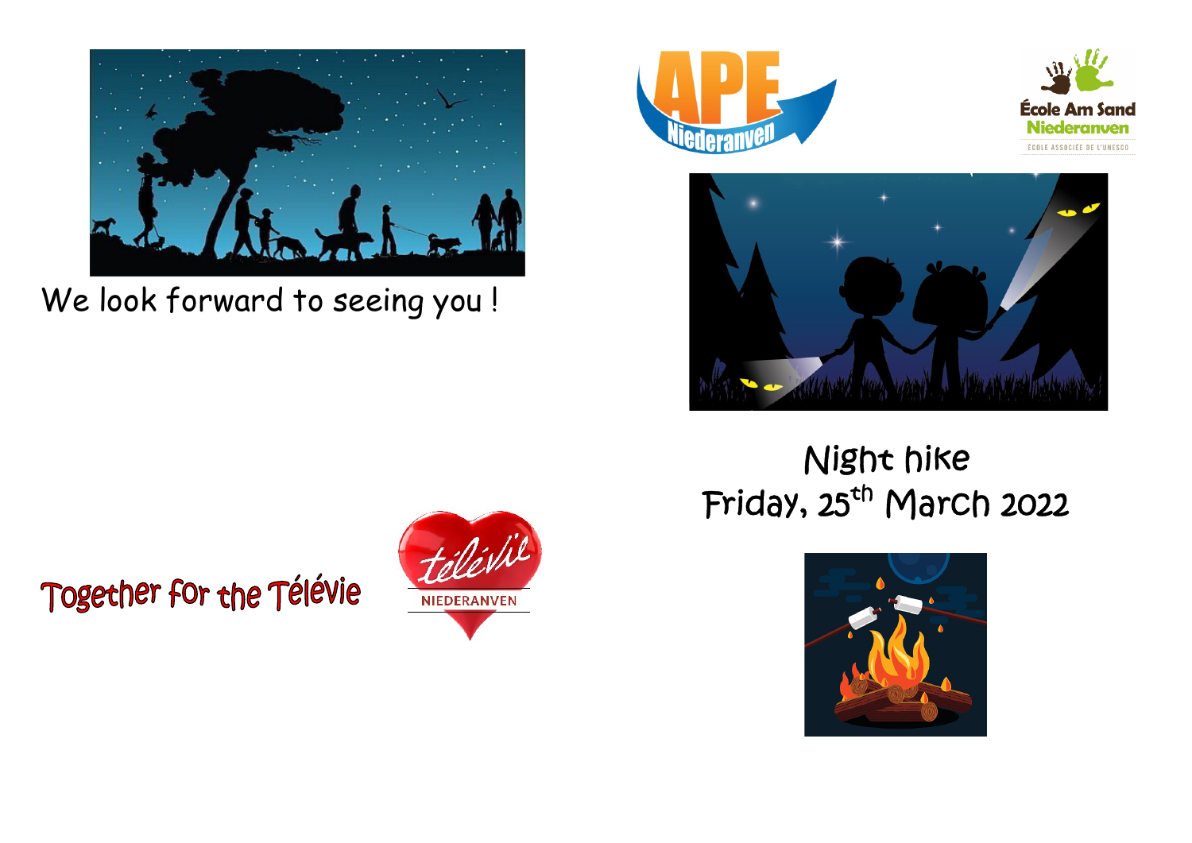We look forward to seeing you !

Together for the Télévie

# Night hike

## Friday, 25th March 2022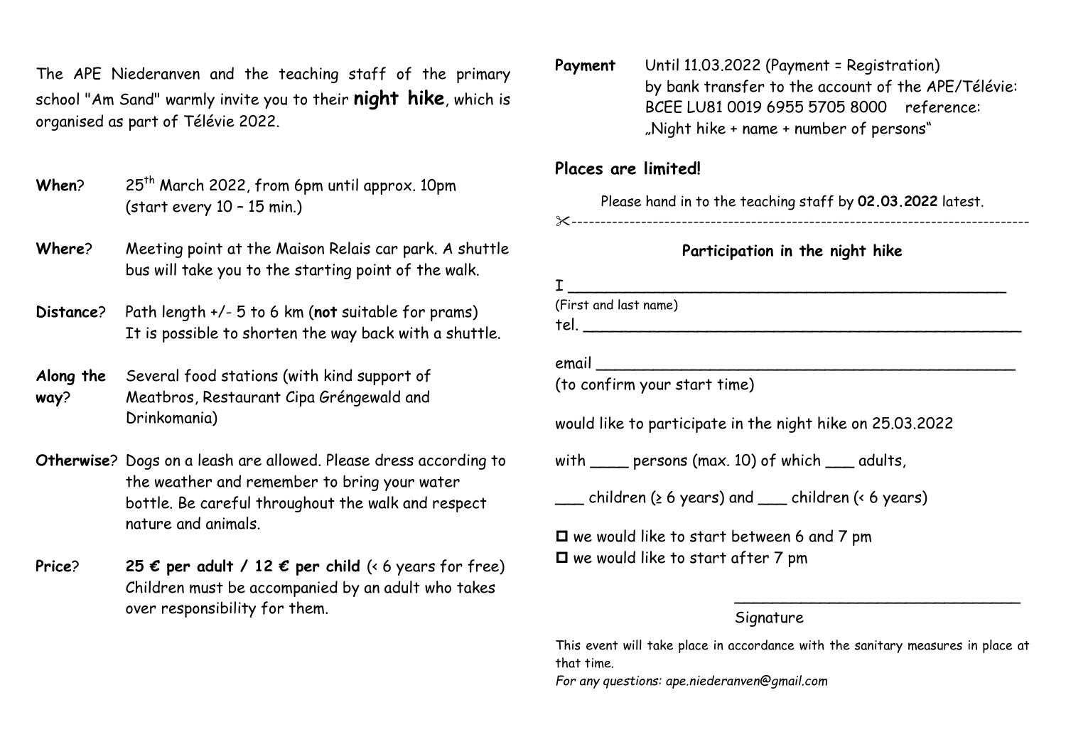The APE Niederanven and the teaching staff of the primary school "Am Sand" warmly invite you to their **night hike**, which is organised as part of Télévie 2022.

**When**? 25th March 2022, from 6pm until approx. 10pm (start every 10 – 15 min.)

**Where**? Meeting point at the Maison Relais car park. A shuttle bus will take you to the starting point of the walk.

**Distance**? Path length +/- 5 to 6 km (**not** suitable for prams) It is possible to shorten the way back with a shuttle.

**Along the way**? Several food stations (with kind support of Meatbros, Restaurant Cipa Gréngewald and Drinkomania)

**Otherwise**? Dogs on a leash are allowed. Please dress according to the weather and remember to bring your water bottle. Be careful throughout the walk and respect nature and animals.

**Price**? **25 € per adult / 12 € per child** (< 6 years for free) Children must be accompanied by an adult who takes over responsibility for them.

**Payment** Until 11.03.2022 (Payment = Registration) by bank transfer to the account of the APE/Télévie: BCEE LU81 0019 6955 5705 8000 reference: „Night hike + name + number of persons"

**Places are limited!**

Please hand in to the teaching staff by **02.03.2022** latest.

✂-------------------------------------------------------------------------------

**Participation in the night hike**

I ________________________________________________
(First and last name)
tel. ________________________________________________

email ______________________________________________
(to confirm your start time)

would like to participate in the night hike on 25.03.2022

with ____ persons (max. 10) of which ___ adults,

___ children (≥ 6 years) and ___ children (< 6 years)

☐ we would like to start between 6 and 7 pm
☐ we would like to start after 7 pm

______________________________
Signature

This event will take place in accordance with the sanitary measures in place at that time.

*For any questions: ape.niederanven@gmail.com*